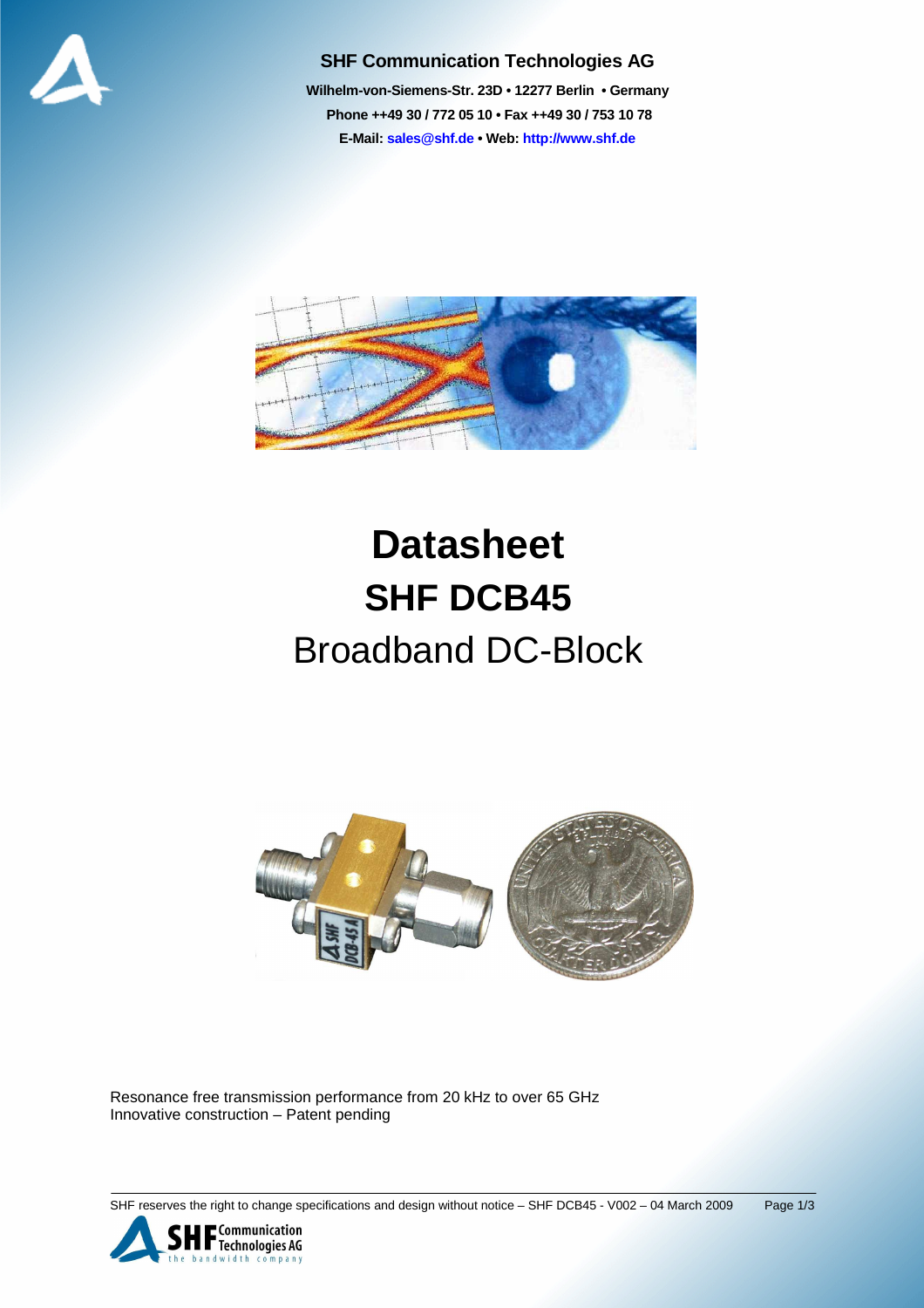**SHF Communication Technologies AG**

**Wilhelm-von-Siemens-Str. 23D • 12277 Berlin • Germany**

**Phone ++49 30 / 772 05 10 • Fax ++49 30 / 753 10 78**

**E-Mail: sales@shf.de • Web: http://www.shf.de**

# Datasheet

# SHF DCB45

## Broadband DC-Block

Resonance free transmission performance from 20 kHz to over 65 GHz
Innovative construction – Patent pending

SHF reserves the right to change specifications and design without notice – SHF DCB45 - V002 – 04 March 2009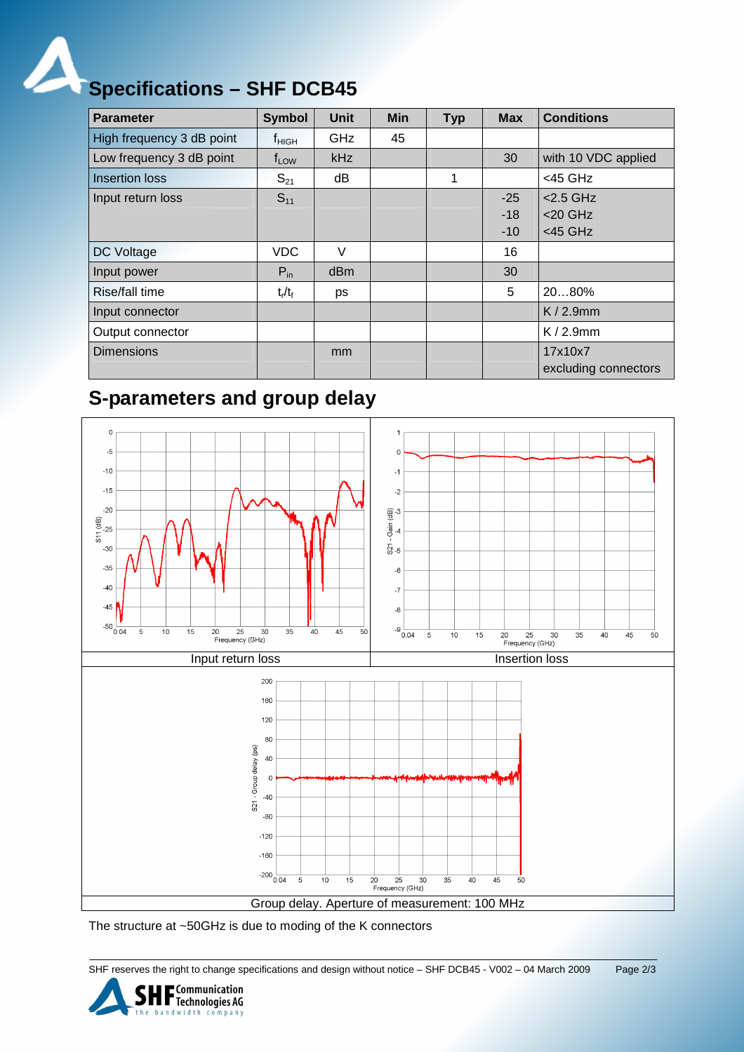# Specifications – SHF DCB45

| Parameter | Symbol | Unit | Min | Typ | Max | Conditions |
|---|---|---|---|---|---|---|
| High frequency 3 dB point | $f_{HIGH}$ | GHz | 45 | | | |
| Low frequency 3 dB point | $f_{LOW}$ | kHz | | | 30 | with 10 VDC applied |
| Insertion loss | $S_{21}$ | dB | | 1 | | <45 GHz |
| Input return loss | $S_{11}$ | | | | -25<br>-18<br>-10 | <2.5 GHz<br><20 GHz<br><45 GHz |
| DC Voltage | VDC | V | | | 16 | |
| Input power | $P_{in}$ | dBm | | | 30 | |
| Rise/fall time | $t_r/t_f$ | ps | | | 5 | 20…80% |
| Input connector | | | | | | K / 2.9mm |
| Output connector | | | | | | K / 2.9mm |
| Dimensions | | mm | | | | 17x10x7 excluding connectors |

# S-parameters and group delay

Input return loss

Insertion loss

Group delay. Aperture of measurement: 100 MHz

The structure at ~50GHz is due to moding of the K connectors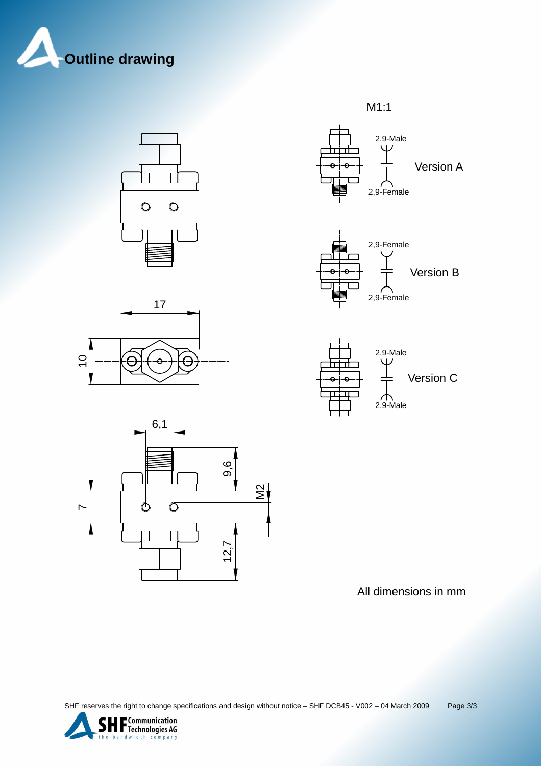# Outline drawing

M1:1

17

10

6,1

9,6

7

M2

12,7

2,9-Male

2,9-Female

Version A

2,9-Female

2,9-Female

Version B

2,9-Male

2,9-Male

Version C

All dimensions in mm

SHF reserves the right to change specifications and design without notice – SHF DCB45 - V002 – 04 March 2009